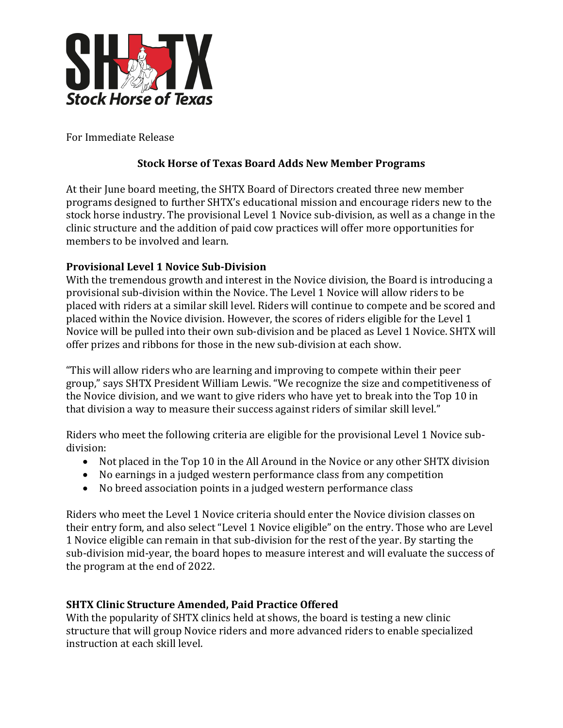For Immediate Release

# Stock Horse of Texas Board Adds New Member Programs

At their June board meeting, the SHTX Board of Directors created three new member programs designed to further SHTX's educational mission and encourage riders new to the stock horse industry. The provisional Level 1 Novice sub-division, as well as a change in the clinic structure and the addition of paid cow practices will offer more opportunities for members to be involved and learn.

## Provisional Level 1 Novice Sub-Division

With the tremendous growth and interest in the Novice division, the Board is introducing a provisional sub-division within the Novice. The Level 1 Novice will allow riders to be placed with riders at a similar skill level. Riders will continue to compete and be scored and placed within the Novice division. However, the scores of riders eligible for the Level 1 Novice will be pulled into their own sub-division and be placed as Level 1 Novice. SHTX will offer prizes and ribbons for those in the new sub-division at each show.

"This will allow riders who are learning and improving to compete within their peer group," says SHTX President William Lewis. "We recognize the size and competitiveness of the Novice division, and we want to give riders who have yet to break into the Top 10 in that division a way to measure their success against riders of similar skill level."

Riders who meet the following criteria are eligible for the provisional Level 1 Novice sub-division:

- Not placed in the Top 10 in the All Around in the Novice or any other SHTX division
- No earnings in a judged western performance class from any competition
- No breed association points in a judged western performance class

Riders who meet the Level 1 Novice criteria should enter the Novice division classes on their entry form, and also select "Level 1 Novice eligible" on the entry. Those who are Level 1 Novice eligible can remain in that sub-division for the rest of the year. By starting the sub-division mid-year, the board hopes to measure interest and will evaluate the success of the program at the end of 2022.

## SHTX Clinic Structure Amended, Paid Practice Offered

With the popularity of SHTX clinics held at shows, the board is testing a new clinic structure that will group Novice riders and more advanced riders to enable specialized instruction at each skill level.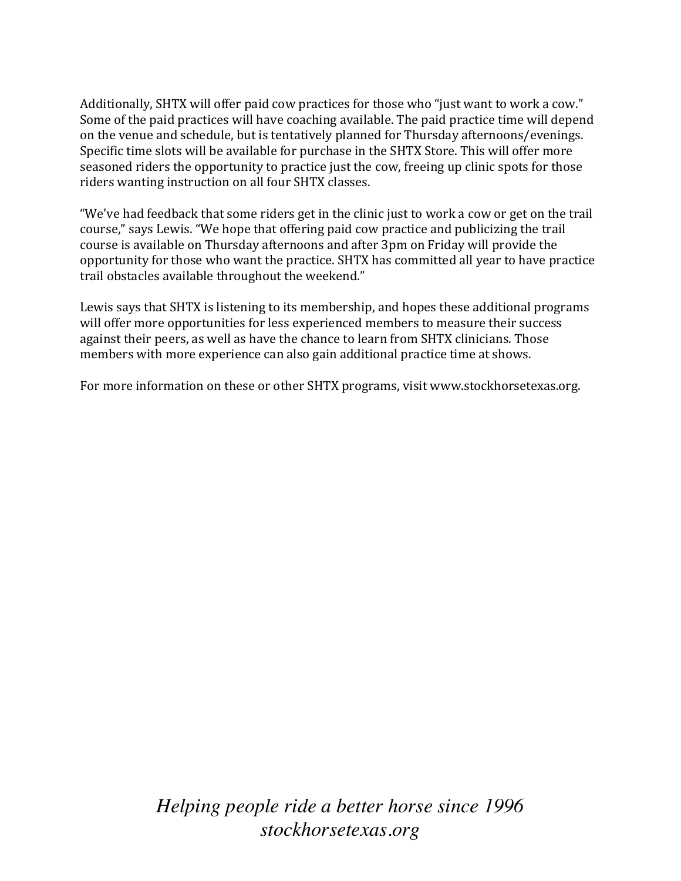Additionally, SHTX will offer paid cow practices for those who "just want to work a cow." Some of the paid practices will have coaching available. The paid practice time will depend on the venue and schedule, but is tentatively planned for Thursday afternoons/evenings. Specific time slots will be available for purchase in the SHTX Store. This will offer more seasoned riders the opportunity to practice just the cow, freeing up clinic spots for those riders wanting instruction on all four SHTX classes.

"We've had feedback that some riders get in the clinic just to work a cow or get on the trail course," says Lewis. "We hope that offering paid cow practice and publicizing the trail course is available on Thursday afternoons and after 3pm on Friday will provide the opportunity for those who want the practice. SHTX has committed all year to have practice trail obstacles available throughout the weekend."

Lewis says that SHTX is listening to its membership, and hopes these additional programs will offer more opportunities for less experienced members to measure their success against their peers, as well as have the chance to learn from SHTX clinicians. Those members with more experience can also gain additional practice time at shows.

For more information on these or other SHTX programs, visit www.stockhorsetexas.org.